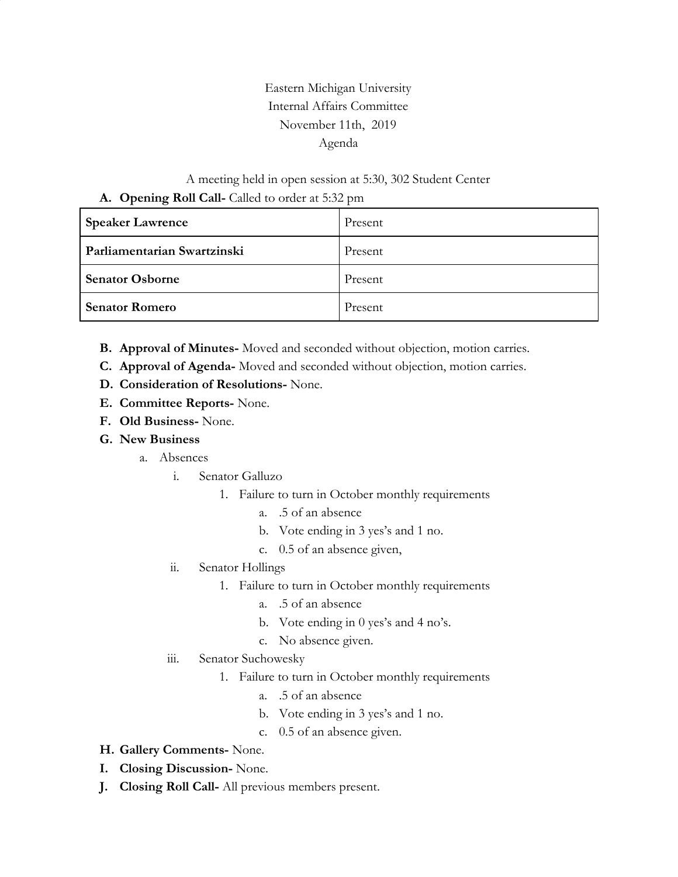Eastern Michigan University

Internal Affairs Committee

November 11th, 2019

Agenda

A meeting held in open session at 5:30, 302 Student Center

**A. Opening Roll Call-** Called to order at 5:32 pm

| **Speaker Lawrence** | Present |
|---|---|
| **Parliamentarian Swartzinski** | Present |
| **Senator Osborne** | Present |
| **Senator Romero** | Present |

**B. Approval of Minutes-** Moved and seconded without objection, motion carries.

**C. Approval of Agenda-** Moved and seconded without objection, motion carries.

**D. Consideration of Resolutions-** None.

**E. Committee Reports-** None.

**F. Old Business-** None.

**G. New Business**

- a. Absences
  - i. Senator Galluzo
    1. Failure to turn in October monthly requirements
       - a. .5 of an absence
       - b. Vote ending in 3 yes's and 1 no.
       - c. 0.5 of an absence given,
  - ii. Senator Hollings
    1. Failure to turn in October monthly requirements
       - a. .5 of an absence
       - b. Vote ending in 0 yes's and 4 no's.
       - c. No absence given.
  - iii. Senator Suchowesky
    1. Failure to turn in October monthly requirements
       - a. .5 of an absence
       - b. Vote ending in 3 yes's and 1 no.
       - c. 0.5 of an absence given.

**H. Gallery Comments-** None.

**I. Closing Discussion-** None.

**J. Closing Roll Call-** All previous members present.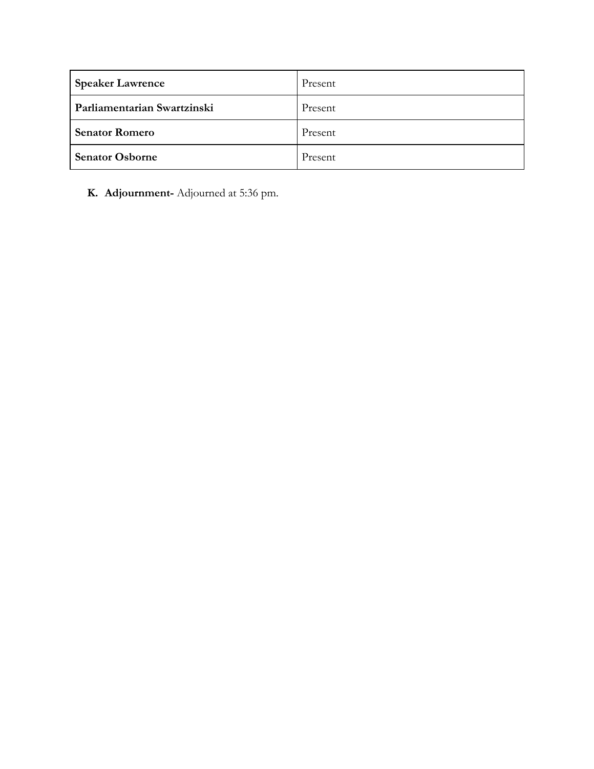| | |
|---|---|
| **Speaker Lawrence** | Present |
| **Parliamentarian Swartzinski** | Present |
| **Senator Romero** | Present |
| **Senator Osborne** | Present |

K. **Adjournment-** Adjourned at 5:36 pm.